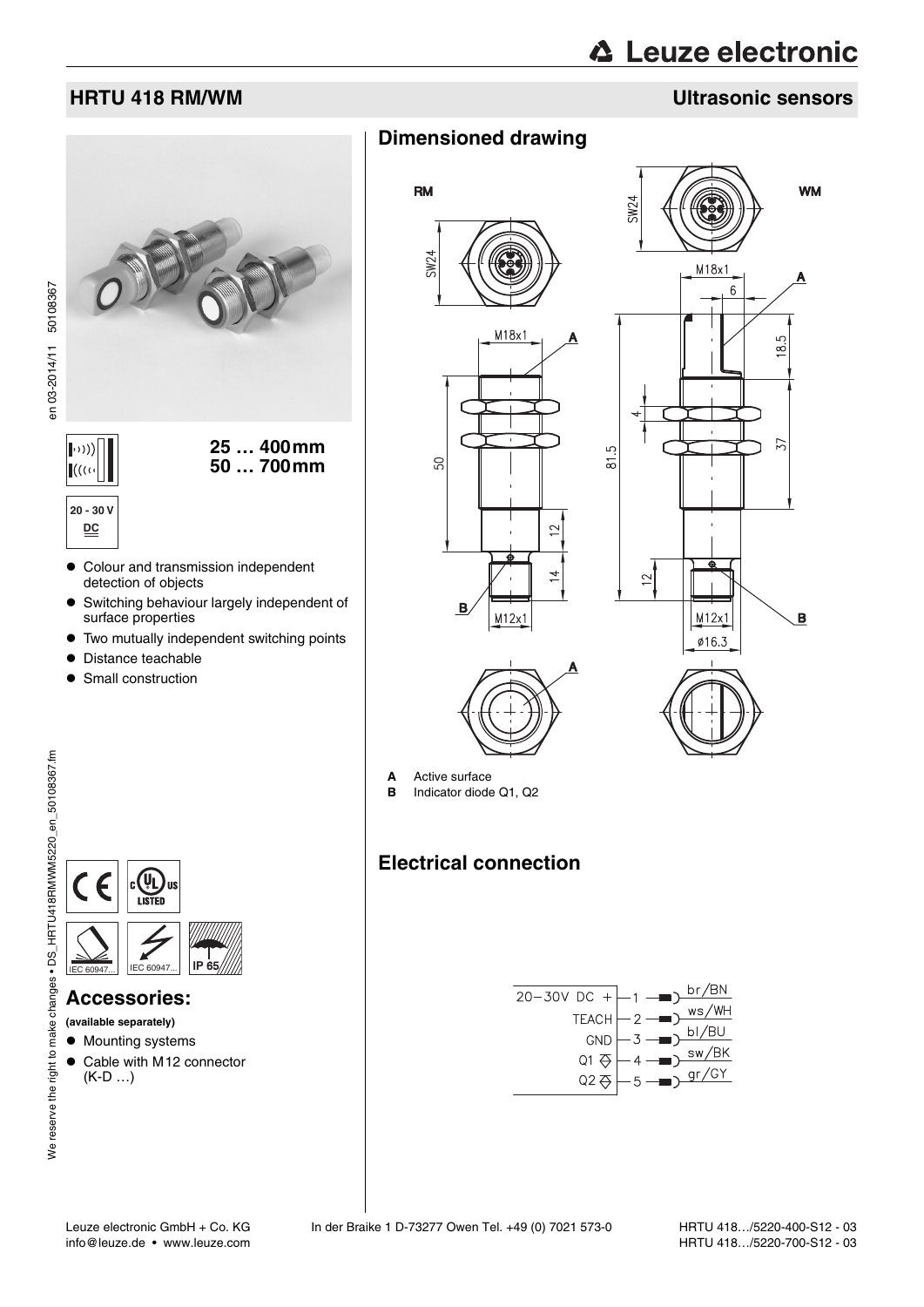# HRTU 418 RM/WM

## Ultrasonic sensors

25 … 400 mm
50 … 700 mm

20 - 30 V DC

- Colour and transmission independent detection of objects
- Switching behaviour largely independent of surface properties
- Two mutually independent switching points
- Distance teachable
- Small construction

IEC 60947... IEC 60947... IP 65

## Accessories:

**(available separately)**

- Mounting systems
- Cable with M12 connector (K-D …)

## Dimensioned drawing

**A** Active surface
**B** Indicator diode Q1, Q2

## Electrical connection

| Signal | Pin | Wire colour |
|---|---|---|
| 20–30V DC + | 1 | br/BN |
| TEACH | 2 | ws/WH |
| GND | 3 | bl/BU |
| Q1 | 4 | sw/BK |
| Q2 | 5 | gr/GY |

HRTU 418…/5220-400-S12 - 03
HRTU 418…/5220-700-S12 - 03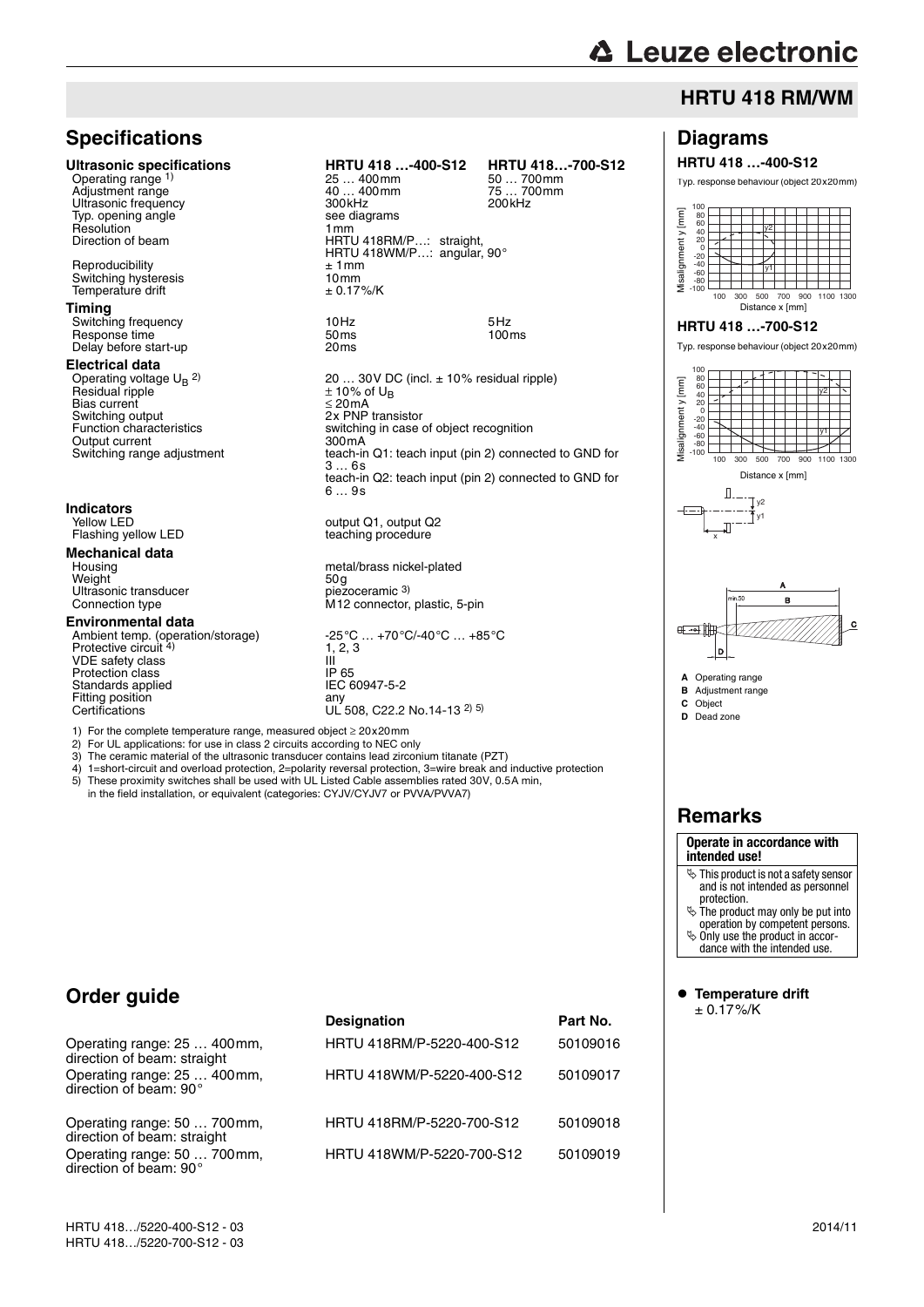## HRTU 418 RM/WM

## Specifications

| | HRTU 418 …-400-S12 | HRTU 418…-700-S12 |
|---|---|---|
| **Ultrasonic specifications** | | |
| Operating range [1] | 25 … 400mm | 50 … 700mm |
| Adjustment range | 40 … 400mm | 75 … 700mm |
| Ultrasonic frequency | 300kHz | 200kHz |
| Typ. opening angle | see diagrams | |
| Resolution | 1mm | |
| Direction of beam | HRTU 418RM/P…: straight, HRTU 418WM/P…: angular, 90° | |
| Reproducibility | ± 1mm | |
| Switching hysteresis | 10mm | |
| Temperature drift | ± 0.17%/K | |
| **Timing** | | |
| Switching frequency | 10Hz | 5Hz |
| Response time | 50ms | 100ms |
| Delay before start-up | 20ms | |
| **Electrical data** | | |
| Operating voltage $U_B$ [2] | 20 … 30V DC (incl. ± 10% residual ripple) | |
| Residual ripple | ± 10% of $U_B$ | |
| Bias current | ≤ 20mA | |
| Switching output | 2x PNP transistor | |
| Function characteristics | switching in case of object recognition | |
| Output current | 300mA | |
| Switching range adjustment | teach-in Q1: teach input (pin 2) connected to GND for 3 … 6s; teach-in Q2: teach input (pin 2) connected to GND for 6 … 9s | |
| **Indicators** | | |
| Yellow LED | output Q1, output Q2 | |
| Flashing yellow LED | teaching procedure | |
| **Mechanical data** | | |
| Housing | metal/brass nickel-plated | |
| Weight | 50g | |
| Ultrasonic transducer | piezoceramic [3] | |
| Connection type | M12 connector, plastic, 5-pin | |
| **Environmental data** | | |
| Ambient temp. (operation/storage) | -25°C … +70°C/-40°C … +85°C | |
| Protective circuit [4] | 1, 2, 3 | |
| VDE safety class | III | |
| Protection class | IP 65 | |
| Standards applied | IEC 60947-5-2 | |
| Fitting position | any | |
| Certifications | UL 508, C22.2 No.14-13 [2] [5] | |

1) For the complete temperature range, measured object ≥ 20x20mm
2) For UL applications: for use in class 2 circuits according to NEC only
3) The ceramic material of the ultrasonic transducer contains lead zirconium titanate (PZT)
4) 1=short-circuit and overload protection, 2=polarity reversal protection, 3=wire break and inductive protection
5) These proximity switches shall be used with UL Listed Cable assemblies rated 30V, 0.5A min, in the field installation, or equivalent (categories: CYJV/CYJV7 or PVVA/PVVA7)

## Diagrams

### HRTU 418 …-400-S12

Typ. response behaviour (object 20x20mm)

### HRTU 418 …-700-S12

Typ. response behaviour (object 20x20mm)

- **A** Operating range
- **B** Adjustment range
- **C** Object
- **D** Dead zone

## Remarks

**Operate in accordance with intended use!**

- This product is not a safety sensor and is not intended as personnel protection.
- The product may only be put into operation by competent persons.
- Only use the product in accordance with the intended use.

- **Temperature drift**
  ± 0.17%/K

## Order guide

| | Designation | Part No. |
|---|---|---|
| Operating range: 25 … 400mm, direction of beam: straight | HRTU 418RM/P-5220-400-S12 | 50109016 |
| Operating range: 25 … 400mm, direction of beam: 90° | HRTU 418WM/P-5220-400-S12 | 50109017 |
| Operating range: 50 … 700mm, direction of beam: straight | HRTU 418RM/P-5220-700-S12 | 50109018 |
| Operating range: 50 … 700mm, direction of beam: 90° | HRTU 418WM/P-5220-700-S12 | 50109019 |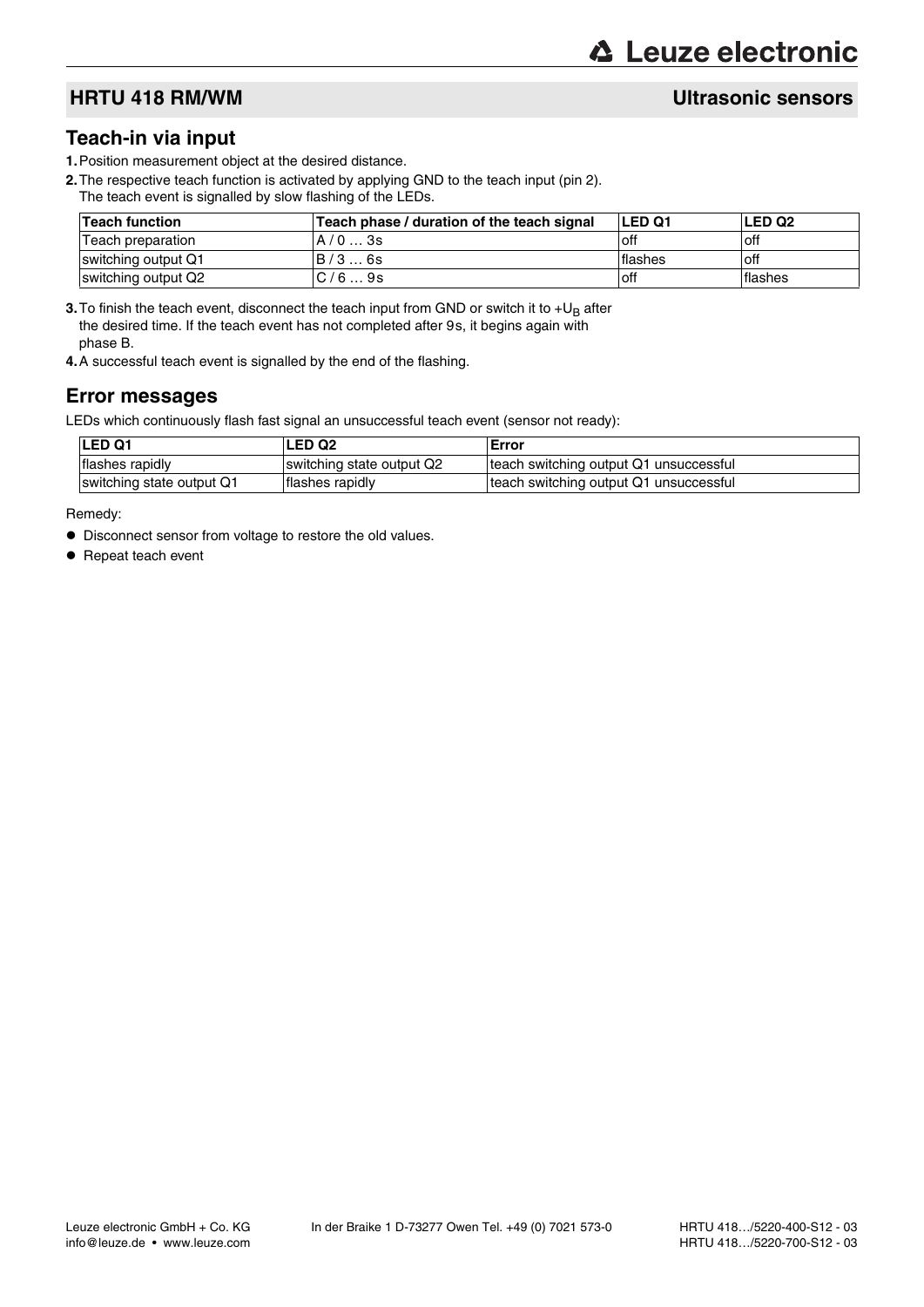## HRTU 418 RM/WM

## Ultrasonic sensors

### Teach-in via input

1. Position measurement object at the desired distance.
2. The respective teach function is activated by applying GND to the teach input (pin 2).
   The teach event is signalled by slow flashing of the LEDs.

| Teach function | Teach phase / duration of the teach signal | LED Q1 | LED Q2 |
|---|---|---|---|
| Teach preparation | A / 0 … 3s | off | off |
| switching output Q1 | B / 3 … 6s | flashes | off |
| switching output Q2 | C / 6 … 9s | off | flashes |

3. To finish the teach event, disconnect the teach input from GND or switch it to $+U_B$ after the desired time. If the teach event has not completed after 9s, it begins again with phase B.
4. A successful teach event is signalled by the end of the flashing.

### Error messages

LEDs which continuously flash fast signal an unsuccessful teach event (sensor not ready):

| LED Q1 | LED Q2 | Error |
|---|---|---|
| flashes rapidly | switching state output Q2 | teach switching output Q1 unsuccessful |
| switching state output Q1 | flashes rapidly | teach switching output Q1 unsuccessful |

Remedy:

- Disconnect sensor from voltage to restore the old values.
- Repeat teach event